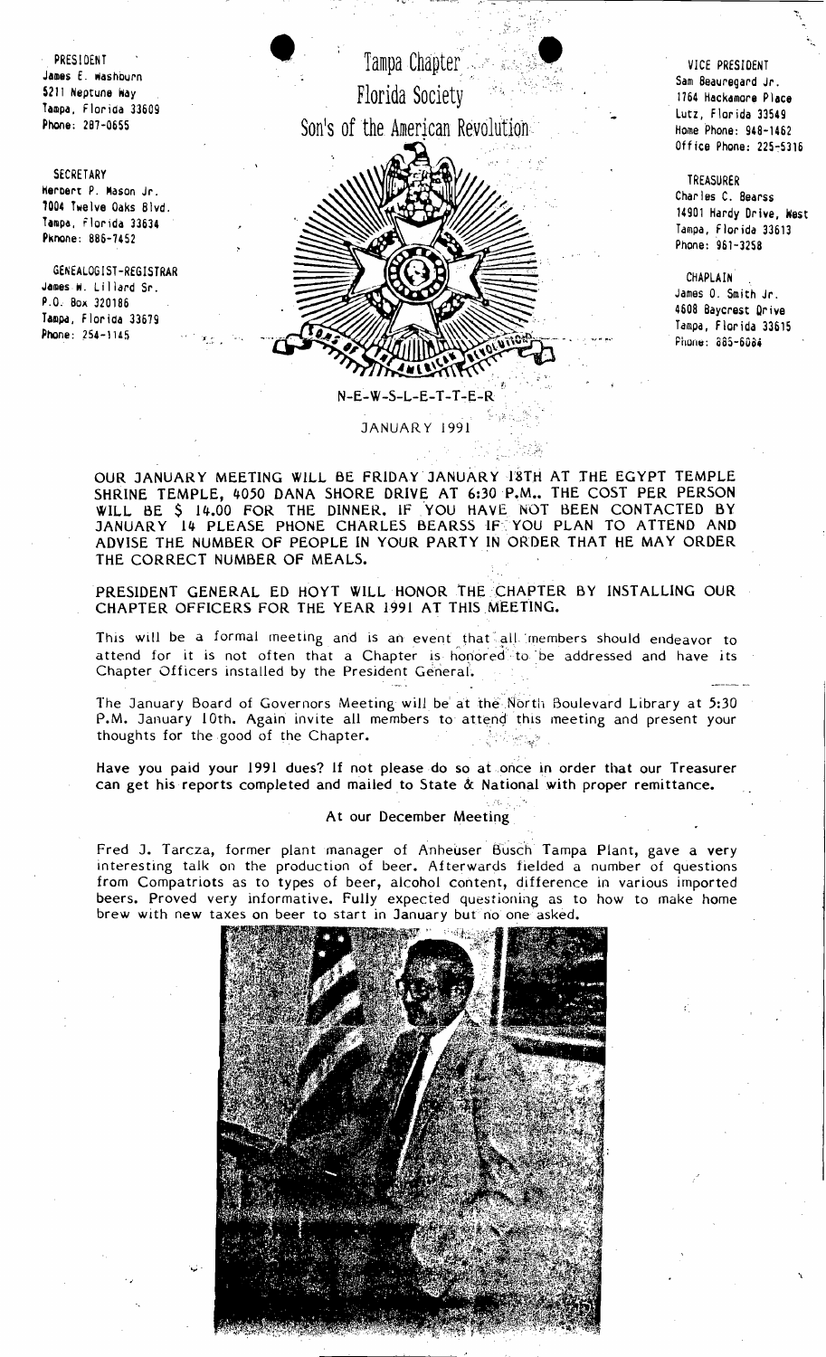PRESIDENT
James E. Washburn
5211 Neptune Way
Tampa, Florida 33609
Phone: 287-0655

SECRETARY
Herbert P. Mason Jr.
1004 Twelve Oaks Blvd.
Tampa, Florida 33634
Pknone: 886-7452

GENEALOGIST-REGISTRAR
James W. Lillard Sr.
P.O. Box 320186
Tampa, Florida 33679
Phone: 254-1145

# Tampa Chapter
# Florida Society
# Son's of the American Revolution

VICE PRESIDENT
Sam Beauregard Jr.
1764 Hackamore Place
Lutz, Florida 33549
Home Phone: 948-1462
Office Phone: 225-5316

TREASURER
Charles C. Bearss
14901 Hardy Drive, West
Tampa, Florida 33613
Phone: 961-3258

CHAPLAIN
James O. Smith Jr.
4608 Baycrest Drive
Tampa, Florida 33615
Phone: 885-6084

## N-E-W-S-L-E-T-T-E-R

JANUARY 1991

**OUR JANUARY MEETING WILL BE FRIDAY JANUARY 18TH AT THE EGYPT TEMPLE SHRINE TEMPLE, 4050 DANA SHORE DRIVE AT 6:30 P.M.. THE COST PER PERSON WILL BE $ 14.00 FOR THE DINNER. IF YOU HAVE NOT BEEN CONTACTED BY JANUARY 14 PLEASE PHONE CHARLES BEARSS IF YOU PLAN TO ATTEND AND ADVISE THE NUMBER OF PEOPLE IN YOUR PARTY IN ORDER THAT HE MAY ORDER THE CORRECT NUMBER OF MEALS.**

PRESIDENT GENERAL ED HOYT WILL HONOR THE CHAPTER BY INSTALLING OUR CHAPTER OFFICERS FOR THE YEAR 1991 AT THIS MEETING.

This will be a formal meeting and is an event that all members should endeavor to attend for it is not often that a Chapter is honored to be addressed and have its Chapter Officers installed by the President General.

The January Board of Governors Meeting will be at the North Boulevard Library at 5:30 P.M. January 10th. Again invite all members to attend this meeting and present your thoughts for the good of the Chapter.

**Have you paid your 1991 dues? If not please do so at once in order that our Treasurer can get his reports completed and mailed to State & National with proper remittance.**

### At our December Meeting

Fred J. Tarcza, former plant manager of Anheuser Busch Tampa Plant, gave a very interesting talk on the production of beer. Afterwards fielded a number of questions from Compatriots as to types of beer, alcohol content, difference in various imported beers. Proved very informative. Fully expected questioning as to how to make home brew with new taxes on beer to start in January but no one asked.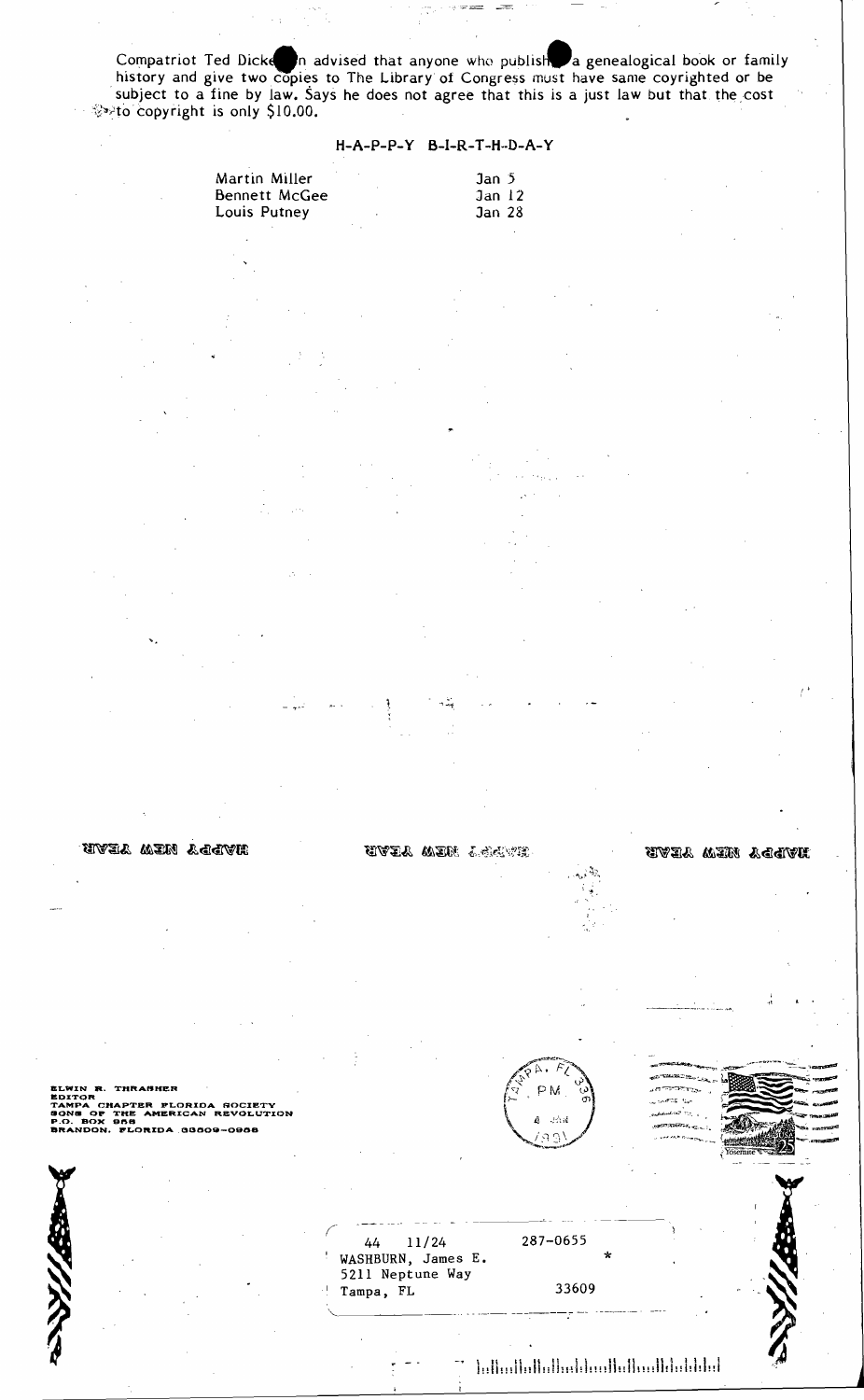Compatriot Ted Dickerson advised that anyone who publishes a genealogical book or family history and give two copies to The Library of Congress must have same coyrighted or be subject to a fine by law. Says he does not agree that this is a just law but that the cost to copyright is only $10.00.

## H-A-P-P-Y B-I-R-T-H-D-A-Y

| | |
|---|---|
| Martin Miller | Jan 5 |
| Bennett McGee | Jan 12 |
| Louis Putney | Jan 28 |

HAPPY NEW YEAR HAPPY NEW YEAR HAPPY NEW YEAR

ELWIN R. THRASHER
EDITOR
TAMPA CHAPTER FLORIDA SOCIETY
SONS OF THE AMERICAN REVOLUTION
P.O. BOX 988
BRANDON, FLORIDA 33509-0988

44 11/24 287-0655
WASHBURN, James E.
5211 Neptune Way
Tampa, FL 33609